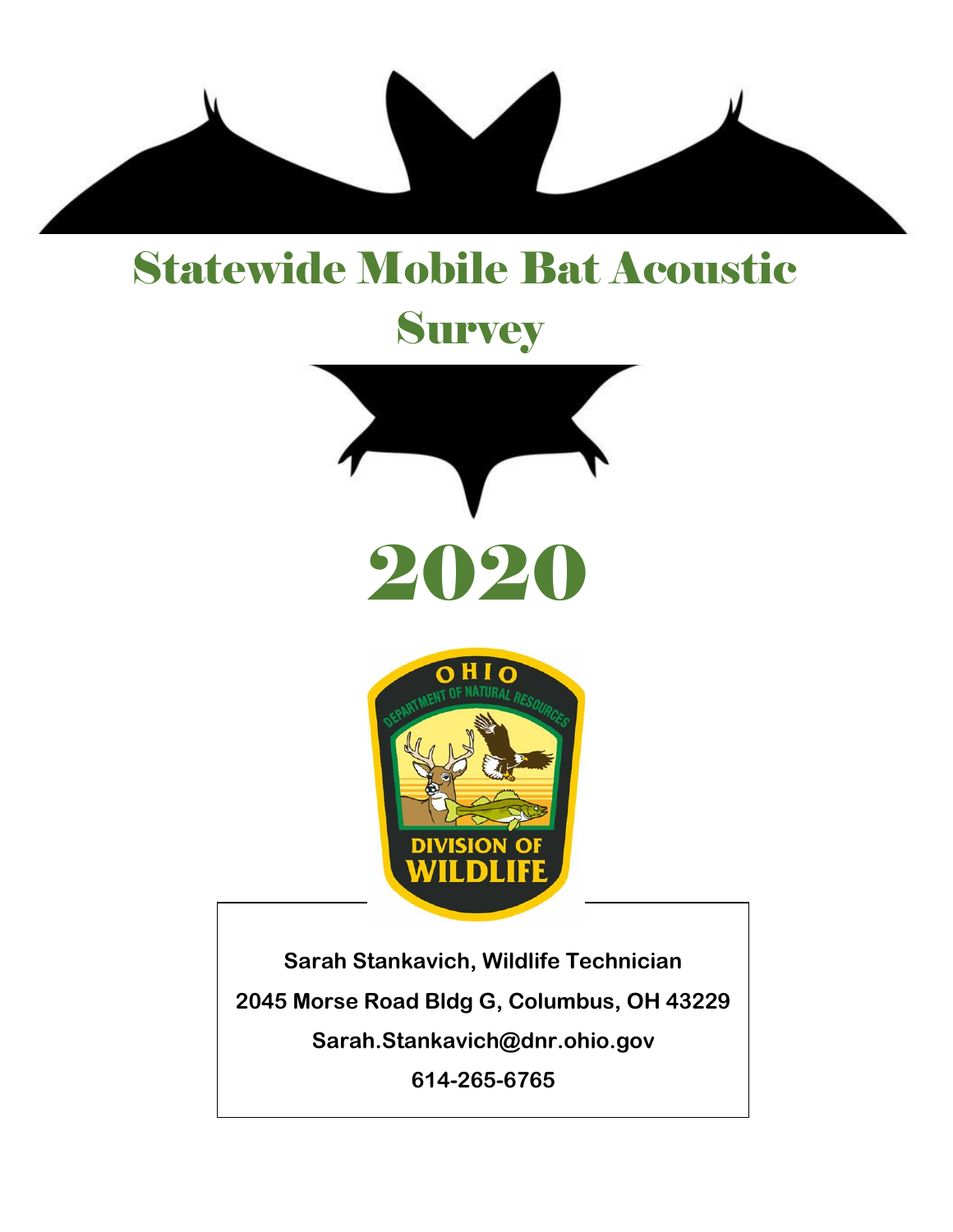# Statewide Mobile Bat Acoustic Survey

# 2020

**Sarah Stankavich, Wildlife Technician**

**2045 Morse Road Bldg G, Columbus, OH 43229**

**Sarah.Stankavich@dnr.ohio.gov**

**614-265-6765**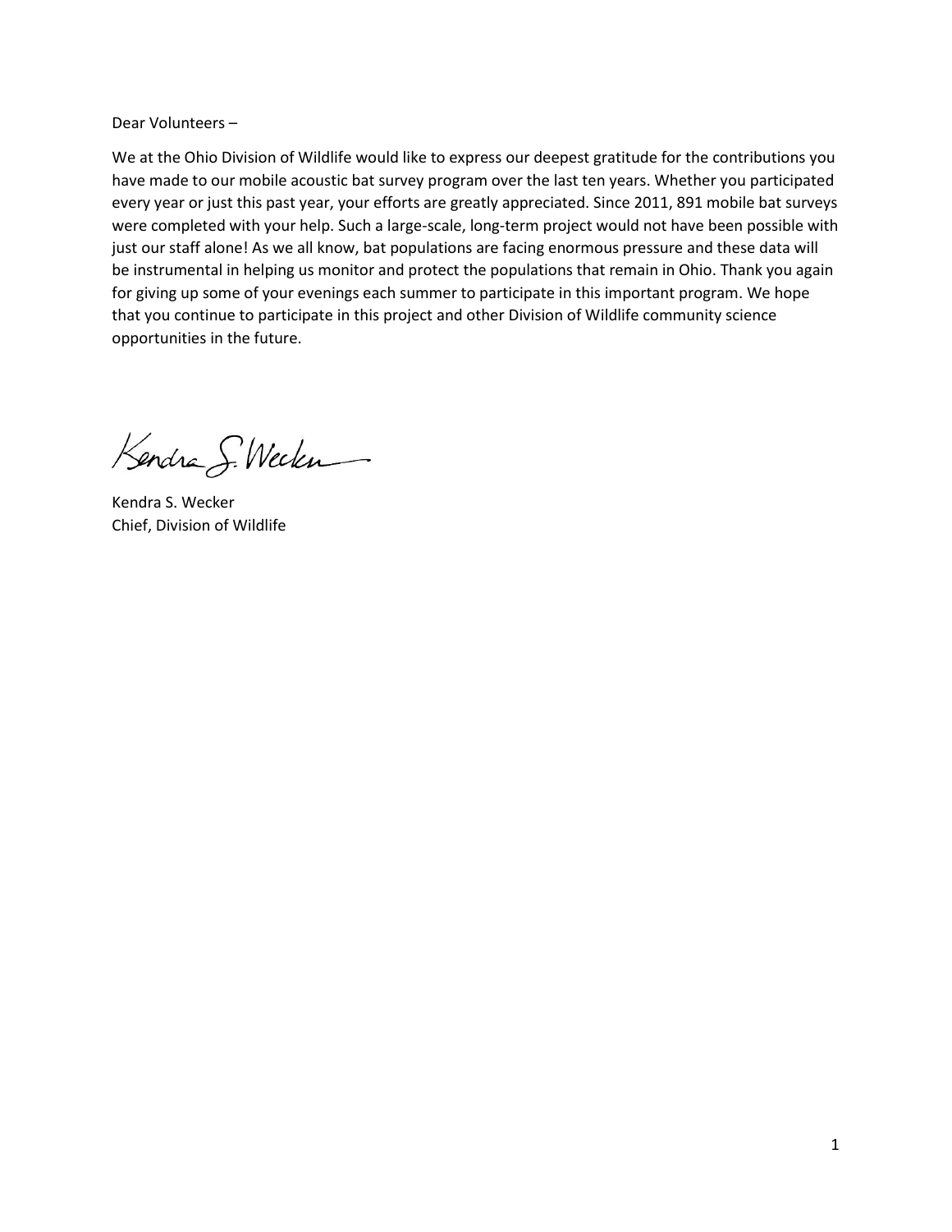Dear Volunteers –

We at the Ohio Division of Wildlife would like to express our deepest gratitude for the contributions you have made to our mobile acoustic bat survey program over the last ten years. Whether you participated every year or just this past year, your efforts are greatly appreciated. Since 2011, 891 mobile bat surveys were completed with your help. Such a large-scale, long-term project would not have been possible with just our staff alone! As we all know, bat populations are facing enormous pressure and these data will be instrumental in helping us monitor and protect the populations that remain in Ohio. Thank you again for giving up some of your evenings each summer to participate in this important program. We hope that you continue to participate in this project and other Division of Wildlife community science opportunities in the future.

Kendra S. Wecker
Chief, Division of Wildlife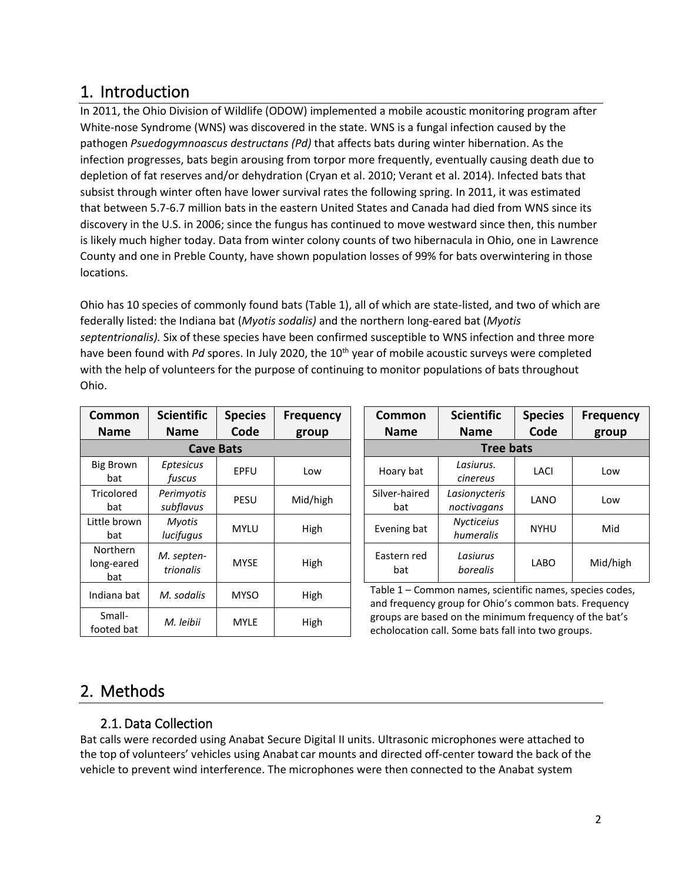# 1. Introduction

In 2011, the Ohio Division of Wildlife (ODOW) implemented a mobile acoustic monitoring program after White-nose Syndrome (WNS) was discovered in the state. WNS is a fungal infection caused by the pathogen *Psuedogymnoascus destructans (Pd)* that affects bats during winter hibernation. As the infection progresses, bats begin arousing from torpor more frequently, eventually causing death due to depletion of fat reserves and/or dehydration (Cryan et al. 2010; Verant et al. 2014). Infected bats that subsist through winter often have lower survival rates the following spring. In 2011, it was estimated that between 5.7-6.7 million bats in the eastern United States and Canada had died from WNS since its discovery in the U.S. in 2006; since the fungus has continued to move westward since then, this number is likely much higher today. Data from winter colony counts of two hibernacula in Ohio, one in Lawrence County and one in Preble County, have shown population losses of 99% for bats overwintering in those locations.

Ohio has 10 species of commonly found bats (Table 1), all of which are state-listed, and two of which are federally listed: the Indiana bat (*Myotis sodalis)* and the northern long-eared bat (*Myotis septentrionalis).* Six of these species have been confirmed susceptible to WNS infection and three more have been found with *Pd* spores. In July 2020, the 10th year of mobile acoustic surveys were completed with the help of volunteers for the purpose of continuing to monitor populations of bats throughout Ohio.

| Common Name | Scientific Name | Species Code | Frequency group |
|---|---|---|---|
| **Cave Bats** | | | |
| Big Brown bat | *Eptesicus fuscus* | EPFU | Low |
| Tricolored bat | *Perimyotis subflavus* | PESU | Mid/high |
| Little brown bat | *Myotis lucifugus* | MYLU | High |
| Northern long-eared bat | *M. septen-trionalis* | MYSE | High |
| Indiana bat | *M. sodalis* | MYSO | High |
| Small-footed bat | *M. leibii* | MYLE | High |

| Common Name | Scientific Name | Species Code | Frequency group |
|---|---|---|---|
| **Tree bats** | | | |
| Hoary bat | *Lasiurus. cinereus* | LACI | Low |
| Silver-haired bat | *Lasionycteris noctivagans* | LANO | Low |
| Evening bat | *Nycticeius humeralis* | NYHU | Mid |
| Eastern red bat | *Lasiurus borealis* | LABO | Mid/high |

Table 1 – Common names, scientific names, species codes, and frequency group for Ohio's common bats. Frequency groups are based on the minimum frequency of the bat's echolocation call. Some bats fall into two groups.

# 2. Methods

## 2.1. Data Collection

Bat calls were recorded using Anabat Secure Digital II units. Ultrasonic microphones were attached to the top of volunteers' vehicles using Anabat car mounts and directed off-center toward the back of the vehicle to prevent wind interference. The microphones were then connected to the Anabat system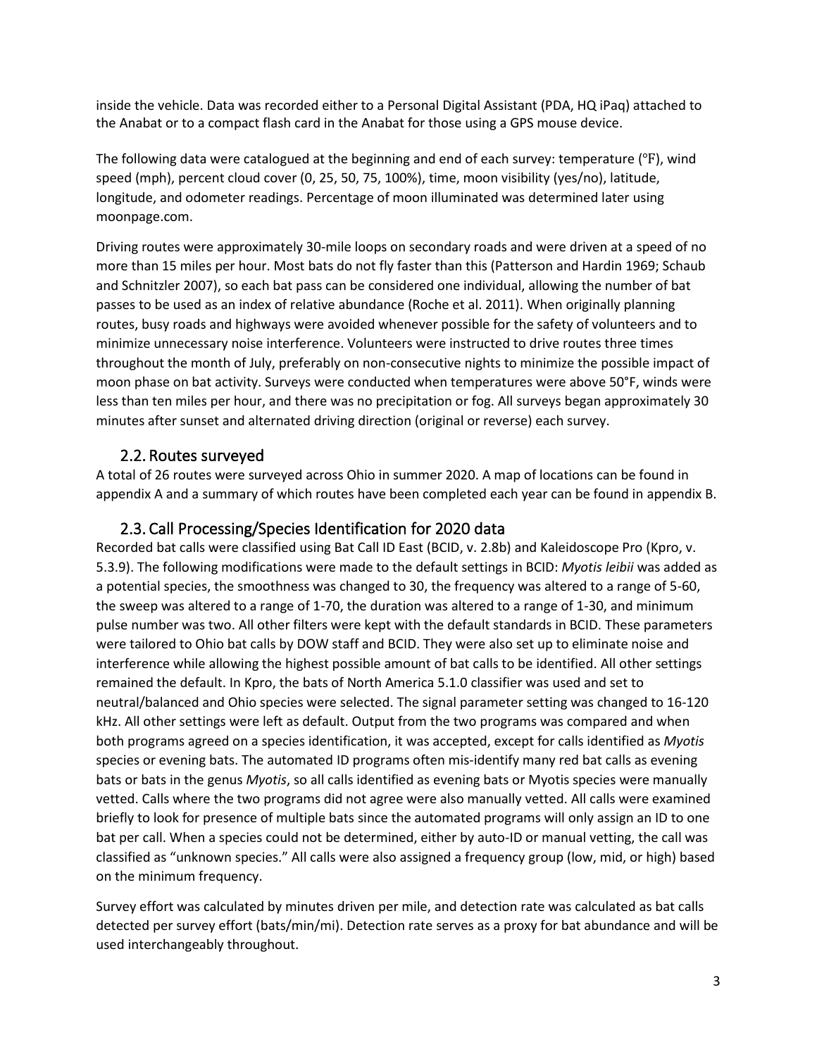inside the vehicle. Data was recorded either to a Personal Digital Assistant (PDA, HQ iPaq) attached to the Anabat or to a compact flash card in the Anabat for those using a GPS mouse device.

The following data were catalogued at the beginning and end of each survey: temperature (℉), wind speed (mph), percent cloud cover (0, 25, 50, 75, 100%), time, moon visibility (yes/no), latitude, longitude, and odometer readings. Percentage of moon illuminated was determined later using moonpage.com.

Driving routes were approximately 30-mile loops on secondary roads and were driven at a speed of no more than 15 miles per hour. Most bats do not fly faster than this (Patterson and Hardin 1969; Schaub and Schnitzler 2007), so each bat pass can be considered one individual, allowing the number of bat passes to be used as an index of relative abundance (Roche et al. 2011). When originally planning routes, busy roads and highways were avoided whenever possible for the safety of volunteers and to minimize unnecessary noise interference. Volunteers were instructed to drive routes three times throughout the month of July, preferably on non-consecutive nights to minimize the possible impact of moon phase on bat activity. Surveys were conducted when temperatures were above 50°F, winds were less than ten miles per hour, and there was no precipitation or fog. All surveys began approximately 30 minutes after sunset and alternated driving direction (original or reverse) each survey.

## 2.2. Routes surveyed

A total of 26 routes were surveyed across Ohio in summer 2020. A map of locations can be found in appendix A and a summary of which routes have been completed each year can be found in appendix B.

## 2.3. Call Processing/Species Identification for 2020 data

Recorded bat calls were classified using Bat Call ID East (BCID, v. 2.8b) and Kaleidoscope Pro (Kpro, v. 5.3.9). The following modifications were made to the default settings in BCID: *Myotis leibii* was added as a potential species, the smoothness was changed to 30, the frequency was altered to a range of 5-60, the sweep was altered to a range of 1-70, the duration was altered to a range of 1-30, and minimum pulse number was two. All other filters were kept with the default standards in BCID. These parameters were tailored to Ohio bat calls by DOW staff and BCID. They were also set up to eliminate noise and interference while allowing the highest possible amount of bat calls to be identified. All other settings remained the default. In Kpro, the bats of North America 5.1.0 classifier was used and set to neutral/balanced and Ohio species were selected. The signal parameter setting was changed to 16-120 kHz. All other settings were left as default. Output from the two programs was compared and when both programs agreed on a species identification, it was accepted, except for calls identified as *Myotis* species or evening bats. The automated ID programs often mis-identify many red bat calls as evening bats or bats in the genus *Myotis*, so all calls identified as evening bats or Myotis species were manually vetted. Calls where the two programs did not agree were also manually vetted. All calls were examined briefly to look for presence of multiple bats since the automated programs will only assign an ID to one bat per call. When a species could not be determined, either by auto-ID or manual vetting, the call was classified as "unknown species." All calls were also assigned a frequency group (low, mid, or high) based on the minimum frequency.

Survey effort was calculated by minutes driven per mile, and detection rate was calculated as bat calls detected per survey effort (bats/min/mi). Detection rate serves as a proxy for bat abundance and will be used interchangeably throughout.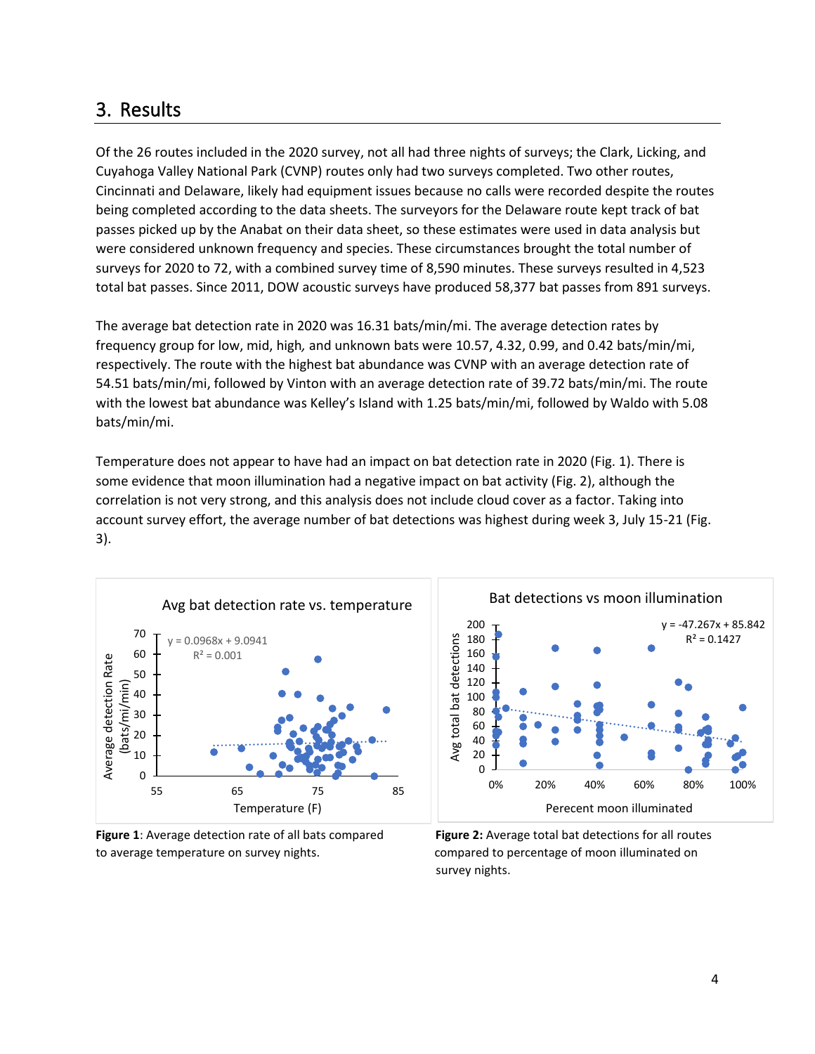## 3. Results

Of the 26 routes included in the 2020 survey, not all had three nights of surveys; the Clark, Licking, and Cuyahoga Valley National Park (CVNP) routes only had two surveys completed. Two other routes, Cincinnati and Delaware, likely had equipment issues because no calls were recorded despite the routes being completed according to the data sheets. The surveyors for the Delaware route kept track of bat passes picked up by the Anabat on their data sheet, so these estimates were used in data analysis but were considered unknown frequency and species. These circumstances brought the total number of surveys for 2020 to 72, with a combined survey time of 8,590 minutes. These surveys resulted in 4,523 total bat passes. Since 2011, DOW acoustic surveys have produced 58,377 bat passes from 891 surveys.

The average bat detection rate in 2020 was 16.31 bats/min/mi. The average detection rates by frequency group for low, mid, high, and unknown bats were 10.57, 4.32, 0.99, and 0.42 bats/min/mi, respectively. The route with the highest bat abundance was CVNP with an average detection rate of 54.51 bats/min/mi, followed by Vinton with an average detection rate of 39.72 bats/min/mi. The route with the lowest bat abundance was Kelley's Island with 1.25 bats/min/mi, followed by Waldo with 5.08 bats/min/mi.

Temperature does not appear to have had an impact on bat detection rate in 2020 (Fig. 1). There is some evidence that moon illumination had a negative impact on bat activity (Fig. 2), although the correlation is not very strong, and this analysis does not include cloud cover as a factor. Taking into account survey effort, the average number of bat detections was highest during week 3, July 15-21 (Fig. 3).

**Figure 1**: Average detection rate of all bats compared to average temperature on survey nights.

**Figure 2:** Average total bat detections for all routes compared to percentage of moon illuminated on survey nights.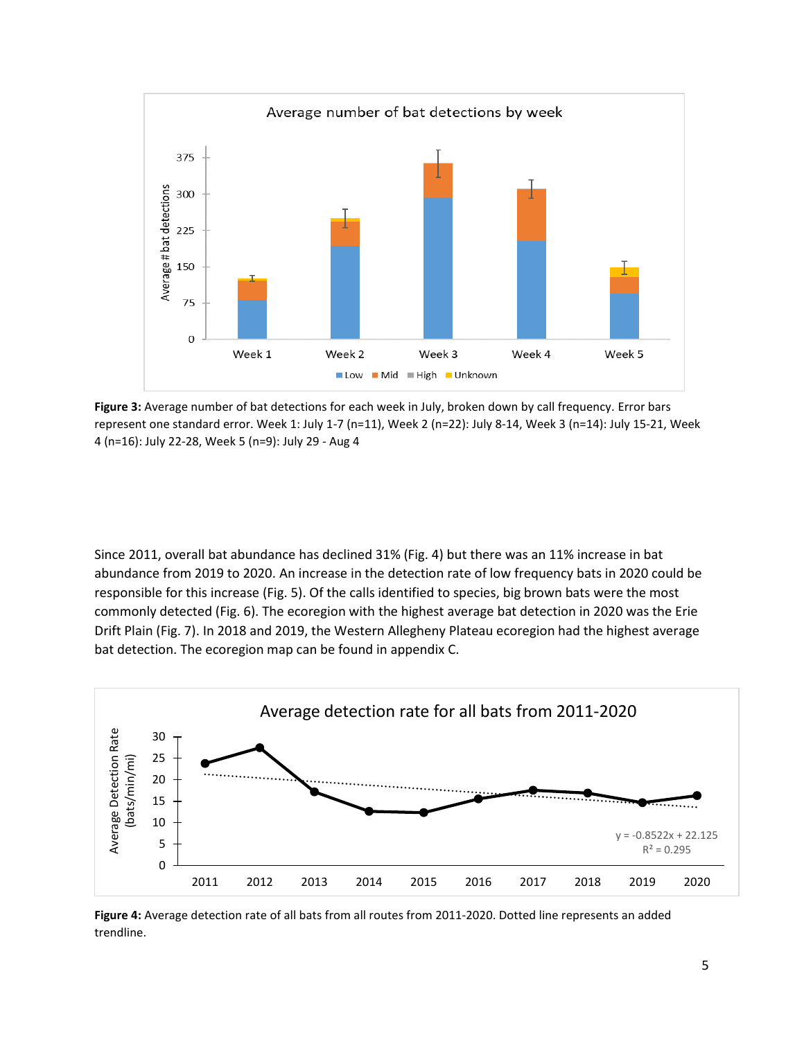**Figure 3:** Average number of bat detections for each week in July, broken down by call frequency. Error bars represent one standard error. Week 1: July 1-7 (n=11), Week 2 (n=22): July 8-14, Week 3 (n=14): July 15-21, Week 4 (n=16): July 22-28, Week 5 (n=9): July 29 - Aug 4

Since 2011, overall bat abundance has declined 31% (Fig. 4) but there was an 11% increase in bat abundance from 2019 to 2020. An increase in the detection rate of low frequency bats in 2020 could be responsible for this increase (Fig. 5). Of the calls identified to species, big brown bats were the most commonly detected (Fig. 6). The ecoregion with the highest average bat detection in 2020 was the Erie Drift Plain (Fig. 7). In 2018 and 2019, the Western Allegheny Plateau ecoregion had the highest average bat detection. The ecoregion map can be found in appendix C.

**Figure 4:** Average detection rate of all bats from all routes from 2011-2020. Dotted line represents an added trendline.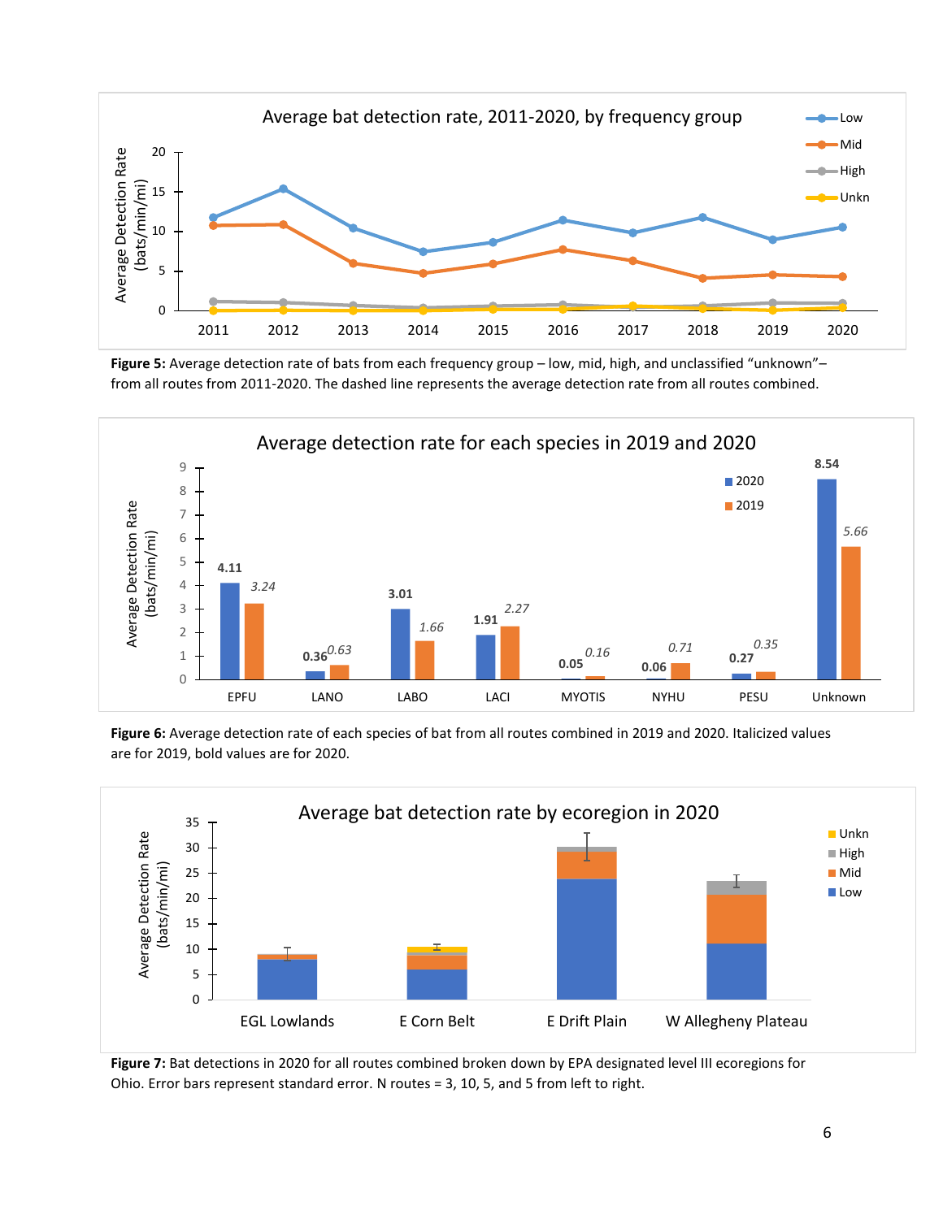**Figure 5:** Average detection rate of bats from each frequency group – low, mid, high, and unclassified "unknown"– from all routes from 2011-2020. The dashed line represents the average detection rate from all routes combined.

**Figure 6:** Average detection rate of each species of bat from all routes combined in 2019 and 2020. Italicized values are for 2019, bold values are for 2020.

**Figure 7:** Bat detections in 2020 for all routes combined broken down by EPA designated level III ecoregions for Ohio. Error bars represent standard error. N routes = 3, 10, 5, and 5 from left to right.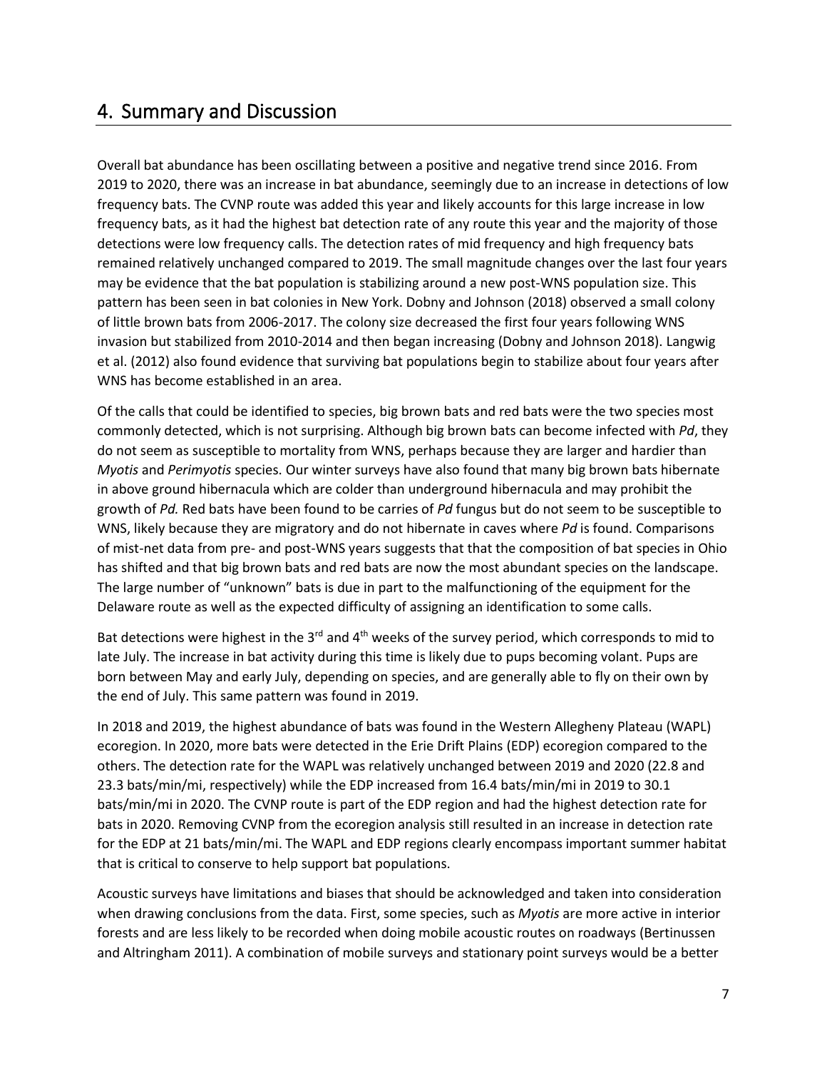## 4. Summary and Discussion

Overall bat abundance has been oscillating between a positive and negative trend since 2016. From 2019 to 2020, there was an increase in bat abundance, seemingly due to an increase in detections of low frequency bats. The CVNP route was added this year and likely accounts for this large increase in low frequency bats, as it had the highest bat detection rate of any route this year and the majority of those detections were low frequency calls. The detection rates of mid frequency and high frequency bats remained relatively unchanged compared to 2019. The small magnitude changes over the last four years may be evidence that the bat population is stabilizing around a new post-WNS population size. This pattern has been seen in bat colonies in New York. Dobny and Johnson (2018) observed a small colony of little brown bats from 2006-2017. The colony size decreased the first four years following WNS invasion but stabilized from 2010-2014 and then began increasing (Dobny and Johnson 2018). Langwig et al. (2012) also found evidence that surviving bat populations begin to stabilize about four years after WNS has become established in an area.

Of the calls that could be identified to species, big brown bats and red bats were the two species most commonly detected, which is not surprising. Although big brown bats can become infected with *Pd*, they do not seem as susceptible to mortality from WNS, perhaps because they are larger and hardier than *Myotis* and *Perimyotis* species. Our winter surveys have also found that many big brown bats hibernate in above ground hibernacula which are colder than underground hibernacula and may prohibit the growth of *Pd.* Red bats have been found to be carries of *Pd* fungus but do not seem to be susceptible to WNS, likely because they are migratory and do not hibernate in caves where *Pd* is found. Comparisons of mist-net data from pre- and post-WNS years suggests that that the composition of bat species in Ohio has shifted and that big brown bats and red bats are now the most abundant species on the landscape. The large number of "unknown" bats is due in part to the malfunctioning of the equipment for the Delaware route as well as the expected difficulty of assigning an identification to some calls.

Bat detections were highest in the 3rd and 4th weeks of the survey period, which corresponds to mid to late July. The increase in bat activity during this time is likely due to pups becoming volant. Pups are born between May and early July, depending on species, and are generally able to fly on their own by the end of July. This same pattern was found in 2019.

In 2018 and 2019, the highest abundance of bats was found in the Western Allegheny Plateau (WAPL) ecoregion. In 2020, more bats were detected in the Erie Drift Plains (EDP) ecoregion compared to the others. The detection rate for the WAPL was relatively unchanged between 2019 and 2020 (22.8 and 23.3 bats/min/mi, respectively) while the EDP increased from 16.4 bats/min/mi in 2019 to 30.1 bats/min/mi in 2020. The CVNP route is part of the EDP region and had the highest detection rate for bats in 2020. Removing CVNP from the ecoregion analysis still resulted in an increase in detection rate for the EDP at 21 bats/min/mi. The WAPL and EDP regions clearly encompass important summer habitat that is critical to conserve to help support bat populations.

Acoustic surveys have limitations and biases that should be acknowledged and taken into consideration when drawing conclusions from the data. First, some species, such as *Myotis* are more active in interior forests and are less likely to be recorded when doing mobile acoustic routes on roadways (Bertinussen and Altringham 2011). A combination of mobile surveys and stationary point surveys would be a better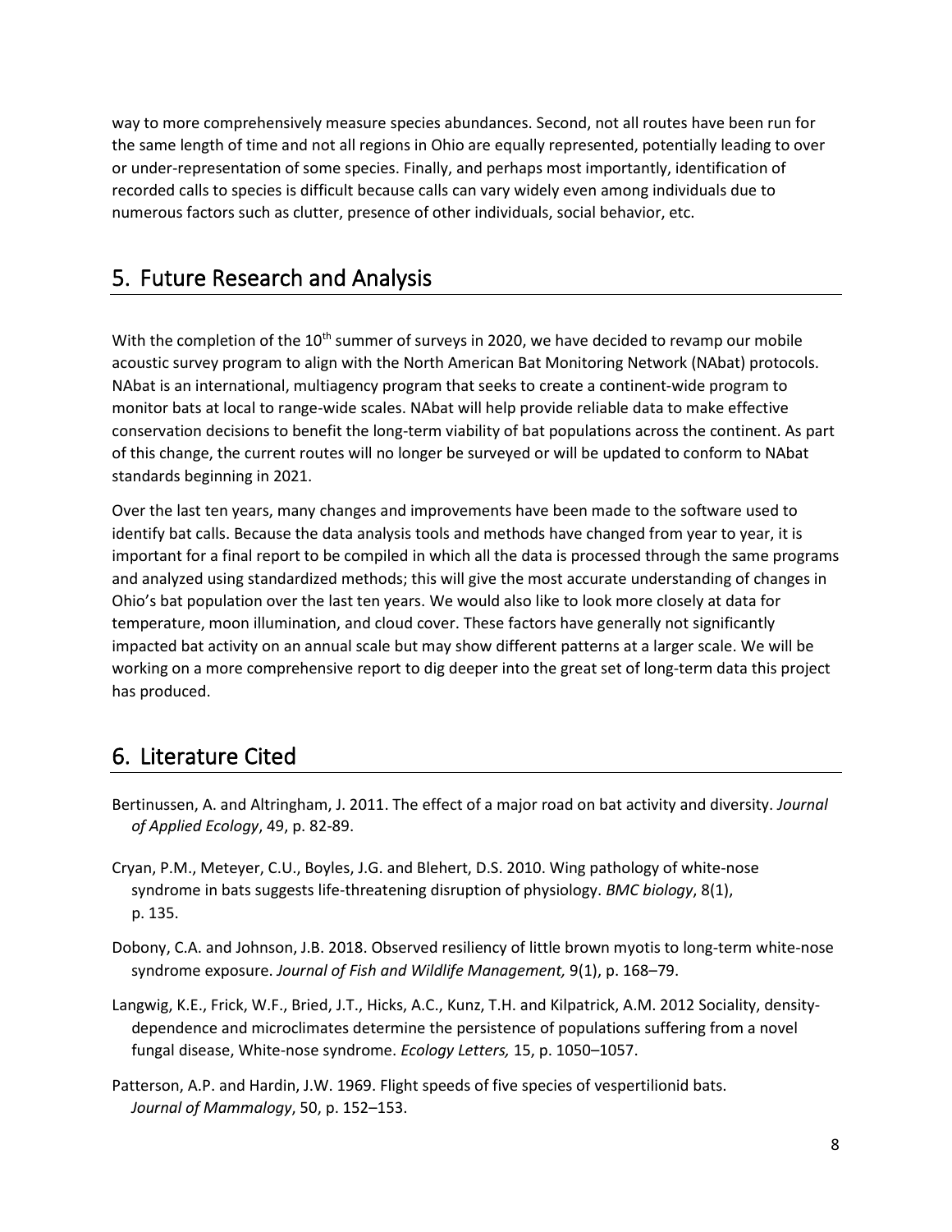way to more comprehensively measure species abundances. Second, not all routes have been run for the same length of time and not all regions in Ohio are equally represented, potentially leading to over or under-representation of some species. Finally, and perhaps most importantly, identification of recorded calls to species is difficult because calls can vary widely even among individuals due to numerous factors such as clutter, presence of other individuals, social behavior, etc.

## 5. Future Research and Analysis

With the completion of the 10th summer of surveys in 2020, we have decided to revamp our mobile acoustic survey program to align with the North American Bat Monitoring Network (NAbat) protocols. NAbat is an international, multiagency program that seeks to create a continent-wide program to monitor bats at local to range-wide scales. NAbat will help provide reliable data to make effective conservation decisions to benefit the long-term viability of bat populations across the continent. As part of this change, the current routes will no longer be surveyed or will be updated to conform to NAbat standards beginning in 2021.

Over the last ten years, many changes and improvements have been made to the software used to identify bat calls. Because the data analysis tools and methods have changed from year to year, it is important for a final report to be compiled in which all the data is processed through the same programs and analyzed using standardized methods; this will give the most accurate understanding of changes in Ohio's bat population over the last ten years. We would also like to look more closely at data for temperature, moon illumination, and cloud cover. These factors have generally not significantly impacted bat activity on an annual scale but may show different patterns at a larger scale. We will be working on a more comprehensive report to dig deeper into the great set of long-term data this project has produced.

## 6. Literature Cited

Bertinussen, A. and Altringham, J. 2011. The effect of a major road on bat activity and diversity. *Journal of Applied Ecology*, 49, p. 82-89.

Cryan, P.M., Meteyer, C.U., Boyles, J.G. and Blehert, D.S. 2010. Wing pathology of white-nose syndrome in bats suggests life-threatening disruption of physiology. *BMC biology*, 8(1), p. 135.

Dobony, C.A. and Johnson, J.B. 2018. Observed resiliency of little brown myotis to long-term white-nose syndrome exposure. *Journal of Fish and Wildlife Management,* 9(1), p. 168–79.

Langwig, K.E., Frick, W.F., Bried, J.T., Hicks, A.C., Kunz, T.H. and Kilpatrick, A.M. 2012 Sociality, density-dependence and microclimates determine the persistence of populations suffering from a novel fungal disease, White-nose syndrome. *Ecology Letters,* 15, p. 1050–1057.

Patterson, A.P. and Hardin, J.W. 1969. Flight speeds of five species of vespertilionid bats. *Journal of Mammalogy*, 50, p. 152–153.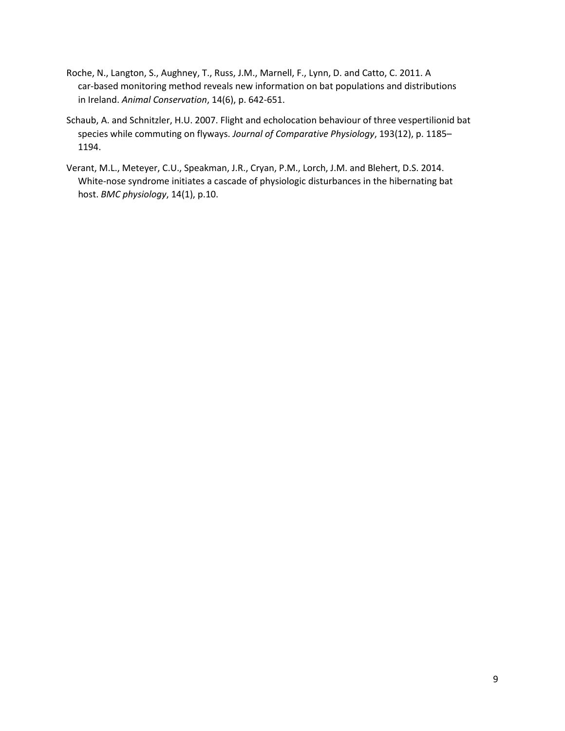Roche, N., Langton, S., Aughney, T., Russ, J.M., Marnell, F., Lynn, D. and Catto, C. 2011. A car-based monitoring method reveals new information on bat populations and distributions in Ireland. *Animal Conservation*, 14(6), p. 642-651.

Schaub, A. and Schnitzler, H.U. 2007. Flight and echolocation behaviour of three vespertilionid bat species while commuting on flyways. *Journal of Comparative Physiology*, 193(12), p. 1185–1194.

Verant, M.L., Meteyer, C.U., Speakman, J.R., Cryan, P.M., Lorch, J.M. and Blehert, D.S. 2014. White-nose syndrome initiates a cascade of physiologic disturbances in the hibernating bat host. *BMC physiology*, 14(1), p.10.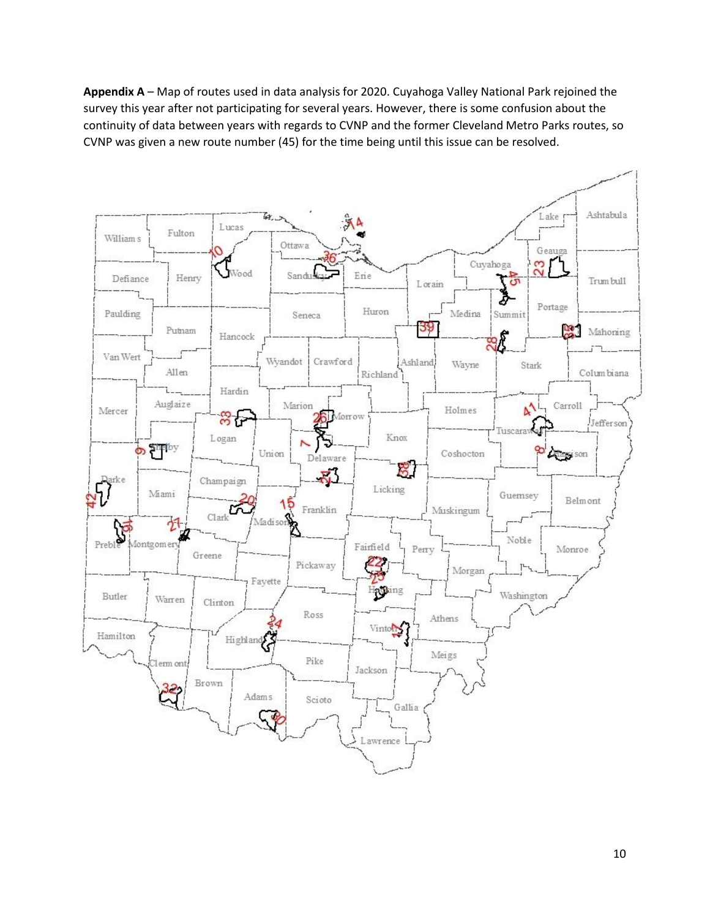**Appendix A** – Map of routes used in data analysis for 2020. Cuyahoga Valley National Park rejoined the survey this year after not participating for several years. However, there is some confusion about the continuity of data between years with regards to CVNP and the former Cleveland Metro Parks routes, so CVNP was given a new route number (45) for the time being until this issue can be resolved.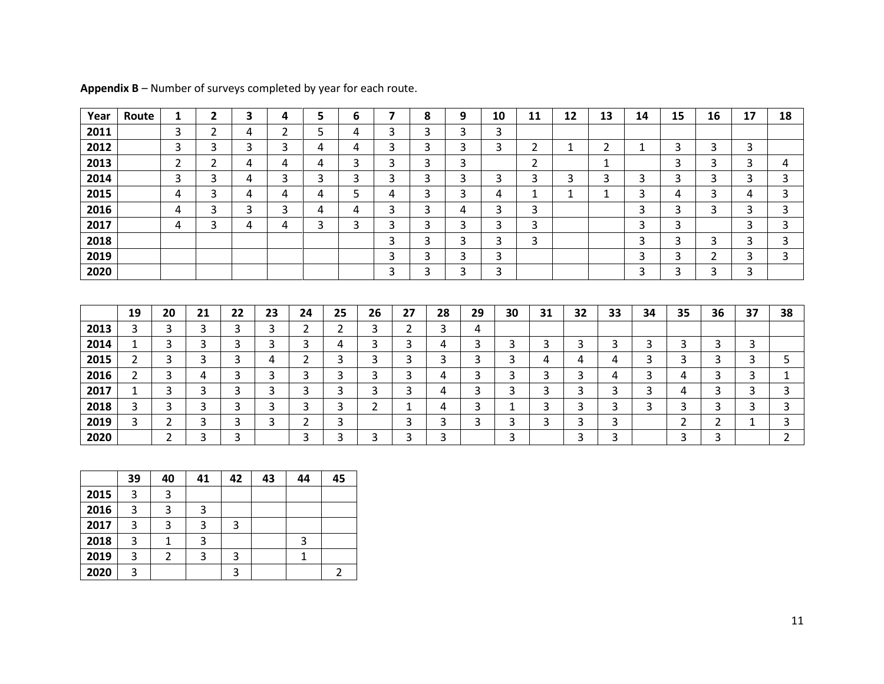**Appendix B** – Number of surveys completed by year for each route.

| Year | Route | 1 | 2 | 3 | 4 | 5 | 6 | 7 | 8 | 9 | 10 | 11 | 12 | 13 | 14 | 15 | 16 | 17 | 18 |
|---|---|---|---|---|---|---|---|---|---|---|---|---|---|---|---|---|---|---|---|
| 2011 | | 3 | 2 | 4 | 2 | 5 | 4 | 3 | 3 | 3 | 3 | | | | | | | | |
| 2012 | | 3 | 3 | 3 | 3 | 4 | 4 | 3 | 3 | 3 | 3 | 2 | 1 | 2 | 1 | 3 | 3 | 3 | |
| 2013 | | 2 | 2 | 4 | 4 | 4 | 3 | 3 | 3 | 3 | | 2 | | 1 | | 3 | 3 | 3 | 4 |
| 2014 | | 3 | 3 | 4 | 3 | 3 | 3 | 3 | 3 | 3 | 3 | 3 | 3 | 3 | 3 | 3 | 3 | 3 | 3 |
| 2015 | | 4 | 3 | 4 | 4 | 4 | 5 | 4 | 3 | 3 | 4 | 1 | 1 | 1 | 3 | 4 | 3 | 4 | 3 |
| 2016 | | 4 | 3 | 3 | 3 | 4 | 4 | 3 | 3 | 4 | 3 | 3 | | | 3 | 3 | 3 | 3 | 3 |
| 2017 | | 4 | 3 | 4 | 4 | 3 | 3 | 3 | 3 | 3 | 3 | 3 | | | 3 | 3 | | 3 | 3 |
| 2018 | | | | | | | | 3 | 3 | 3 | 3 | 3 | | | 3 | 3 | 3 | 3 | 3 |
| 2019 | | | | | | | | 3 | 3 | 3 | 3 | | | | 3 | 3 | 2 | 3 | 3 |
| 2020 | | | | | | | | 3 | 3 | 3 | 3 | | | | 3 | 3 | 3 | 3 | |

| | 19 | 20 | 21 | 22 | 23 | 24 | 25 | 26 | 27 | 28 | 29 | 30 | 31 | 32 | 33 | 34 | 35 | 36 | 37 | 38 |
|---|---|---|---|---|---|---|---|---|---|---|---|---|---|---|---|---|---|---|---|---|
| 2013 | 3 | 3 | 3 | 3 | 3 | 2 | 2 | 3 | 2 | 3 | 4 | | | | | | | | | |
| 2014 | 1 | 3 | 3 | 3 | 3 | 3 | 4 | 3 | 3 | 4 | 3 | 3 | 3 | 3 | 3 | 3 | 3 | 3 | 3 | |
| 2015 | 2 | 3 | 3 | 3 | 4 | 2 | 3 | 3 | 3 | 3 | 3 | 3 | 4 | 4 | 4 | 3 | 3 | 3 | 3 | 5 |
| 2016 | 2 | 3 | 4 | 3 | 3 | 3 | 3 | 3 | 3 | 4 | 3 | 3 | 3 | 3 | 4 | 3 | 4 | 3 | 3 | 1 |
| 2017 | 1 | 3 | 3 | 3 | 3 | 3 | 3 | 3 | 3 | 4 | 3 | 3 | 3 | 3 | 3 | 3 | 4 | 3 | 3 | 3 |
| 2018 | 3 | 3 | 3 | 3 | 3 | 3 | 3 | 2 | 1 | 4 | 3 | 1 | 3 | 3 | 3 | 3 | 3 | 3 | 3 | 3 |
| 2019 | 3 | 2 | 3 | 3 | 3 | 2 | 3 | | 3 | 3 | 3 | 3 | 3 | 3 | 3 | | 2 | 2 | 1 | 3 |
| 2020 | | 2 | 3 | 3 | | 3 | 3 | 3 | 3 | 3 | | 3 | | 3 | 3 | | 3 | 3 | | 2 |

| | 39 | 40 | 41 | 42 | 43 | 44 | 45 |
|---|---|---|---|---|---|---|---|
| 2015 | 3 | 3 | | | | | |
| 2016 | 3 | 3 | 3 | | | | |
| 2017 | 3 | 3 | 3 | 3 | | | |
| 2018 | 3 | 1 | 3 | | | 3 | |
| 2019 | 3 | 2 | 3 | 3 | | 1 | |
| 2020 | 3 | | | 3 | | | 2 |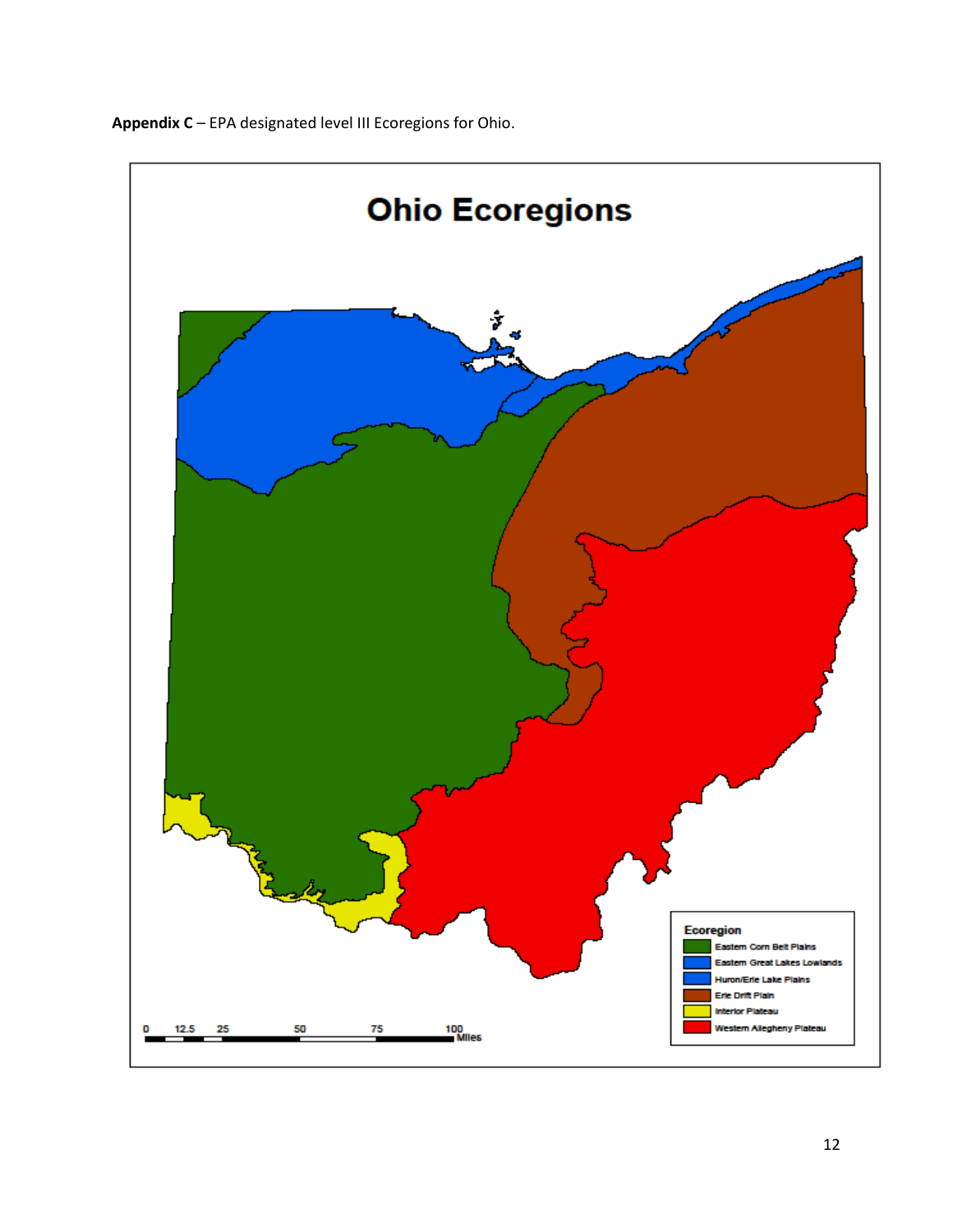**Appendix C** – EPA designated level III Ecoregions for Ohio.

## Ohio Ecoregions

**Ecoregion**

- Eastern Corn Belt Plains
- Eastern Great Lakes Lowlands
- Huron/Erie Lake Plains
- Erie Drift Plain
- Interior Plateau
- Western Allegheny Plateau

0 12.5 25 50 75 100 Miles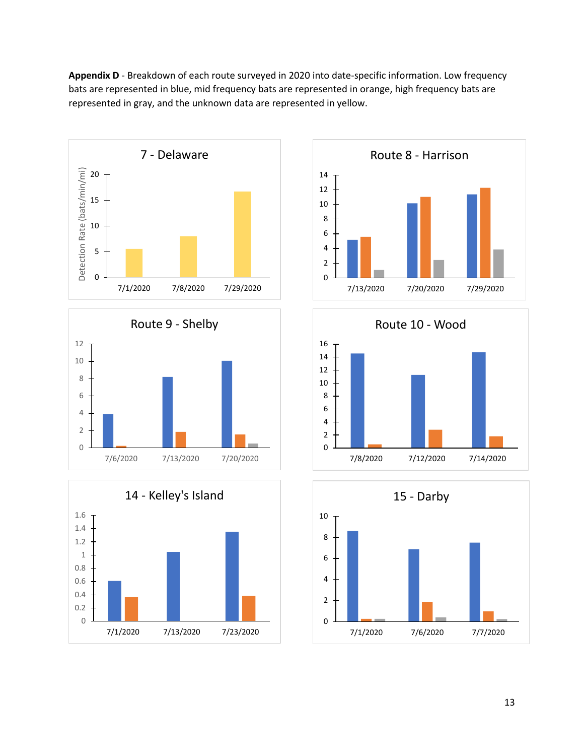**Appendix D** - Breakdown of each route surveyed in 2020 into date-specific information. Low frequency bats are represented in blue, mid frequency bats are represented in orange, high frequency bats are represented in gray, and the unknown data are represented in yellow.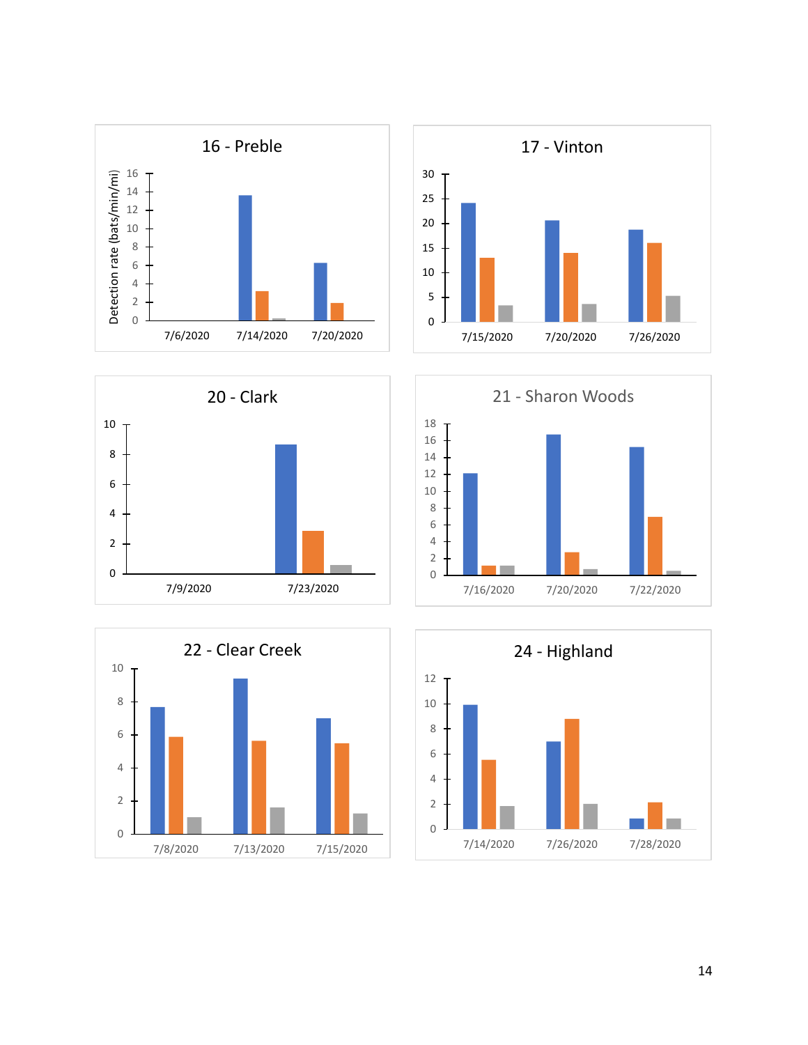## 16 - Preble

Detection rate (bats/min/mi)

7/6/2020 | 7/14/2020 | 7/20/2020

## 17 - Vinton

7/15/2020 | 7/20/2020 | 7/26/2020

## 20 - Clark

7/9/2020 | 7/23/2020

## 21 - Sharon Woods

7/16/2020 | 7/20/2020 | 7/22/2020

## 22 - Clear Creek

7/8/2020 | 7/13/2020 | 7/15/2020

## 24 - Highland

7/14/2020 | 7/26/2020 | 7/28/2020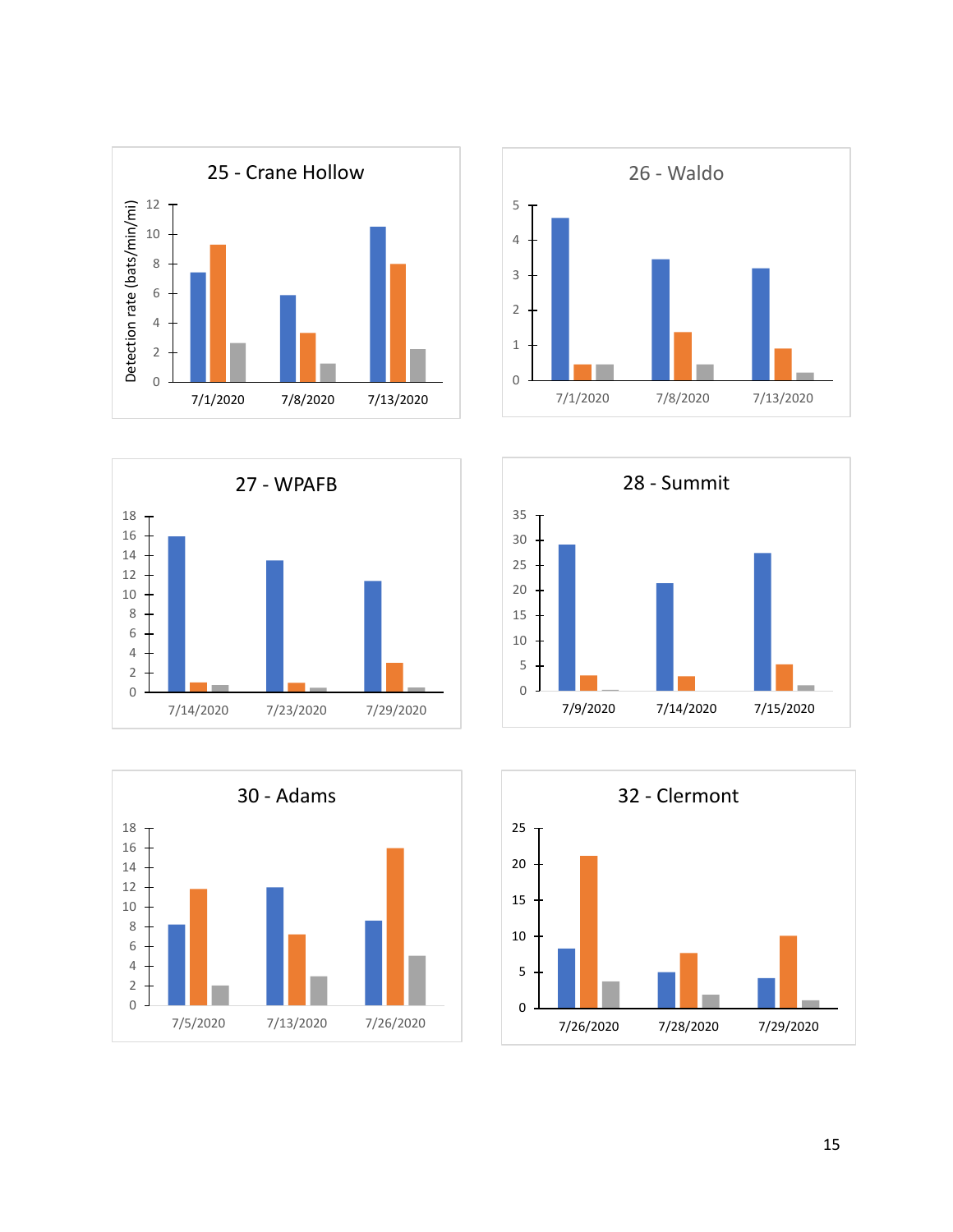### 25 - Crane Hollow

Detection rate (bats/min/mi)

7/1/2020, 7/8/2020, 7/13/2020

### 26 - Waldo

7/1/2020, 7/8/2020, 7/13/2020

### 27 - WPAFB

7/14/2020, 7/23/2020, 7/29/2020

### 28 - Summit

7/9/2020, 7/14/2020, 7/15/2020

### 30 - Adams

7/5/2020, 7/13/2020, 7/26/2020

### 32 - Clermont

7/26/2020, 7/28/2020, 7/29/2020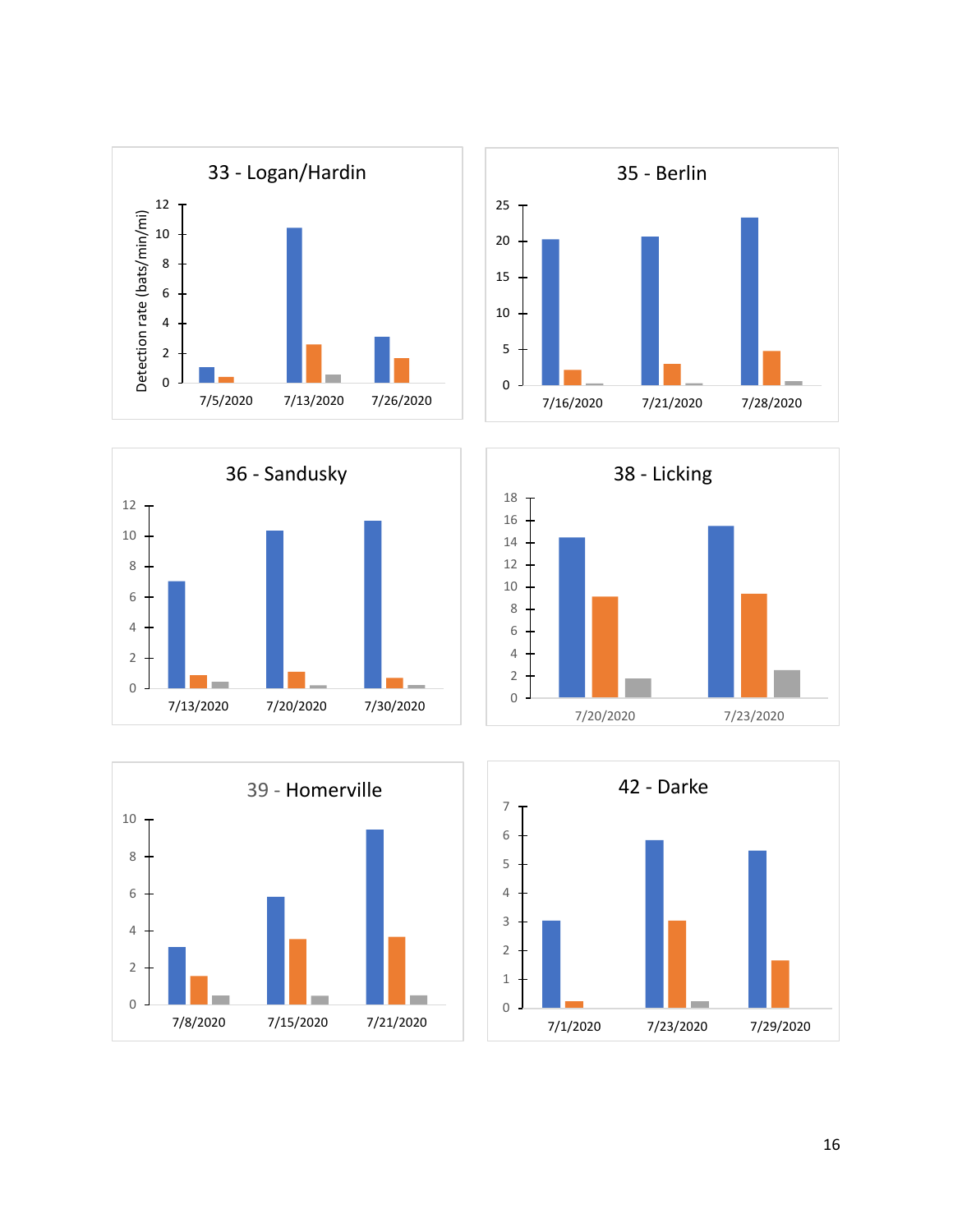**33 - Logan/Hardin**

Detection rate (bats/min/mi)

7/5/2020 | 7/13/2020 | 7/26/2020

**35 - Berlin**

7/16/2020 | 7/21/2020 | 7/28/2020

**36 - Sandusky**

7/13/2020 | 7/20/2020 | 7/30/2020

**38 - Licking**

7/20/2020 | 7/23/2020

**39 - Homerville**

7/8/2020 | 7/15/2020 | 7/21/2020

**42 - Darke**

7/1/2020 | 7/23/2020 | 7/29/2020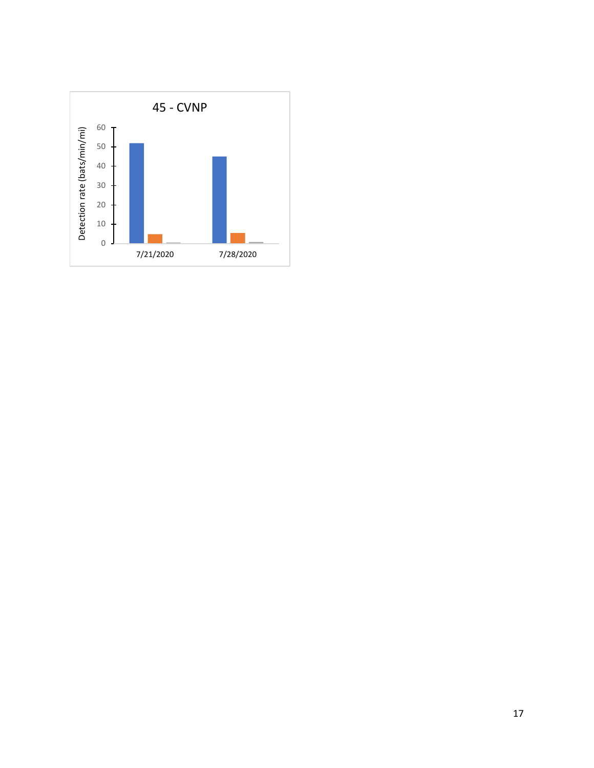45 - CVNP

Detection rate (bats/min/mi)

60
50
40
30
20
10
0

7/21/2020 7/28/2020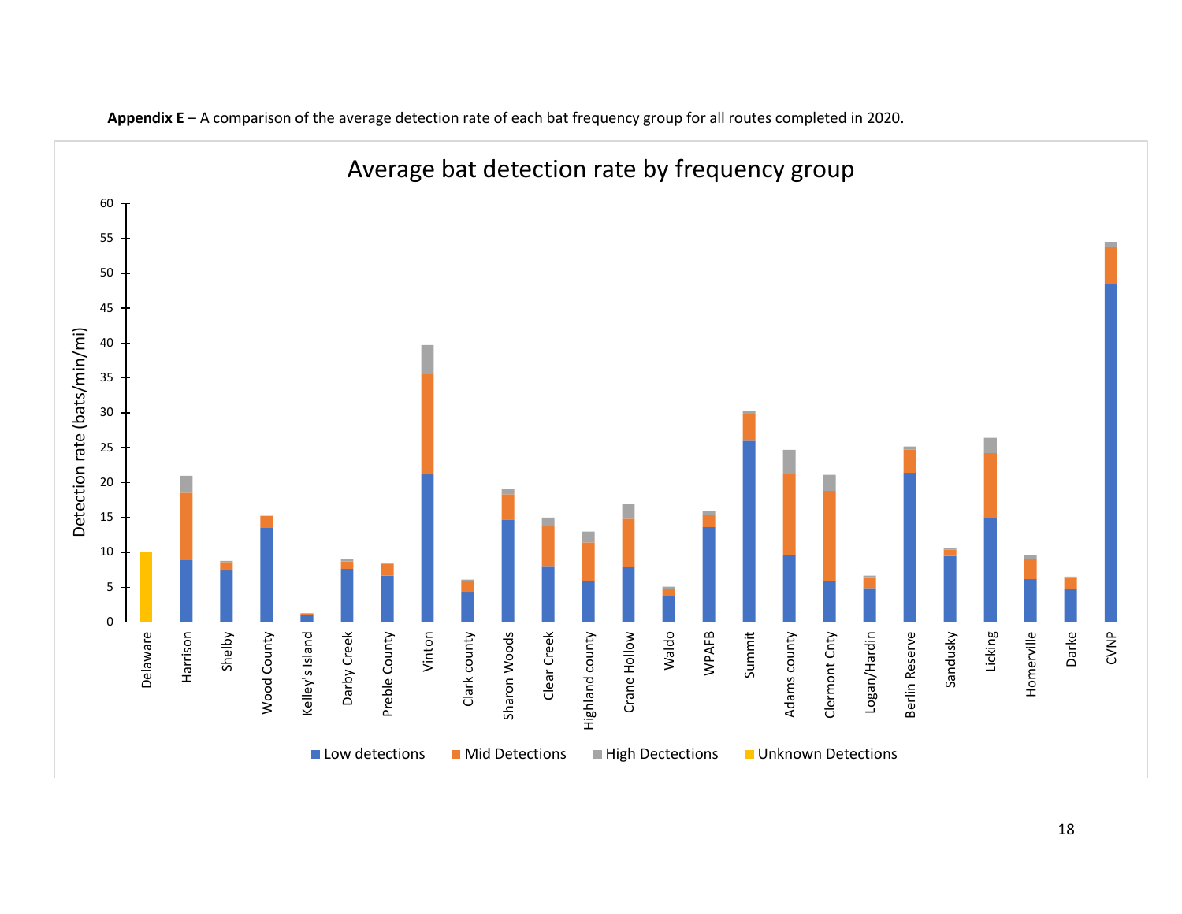**Appendix E** – A comparison of the average detection rate of each bat frequency group for all routes completed in 2020.

Average bat detection rate by frequency group

Detection rate (bats/min/mi)

60
55
50
45
40
35
30
25
20
15
10
5
0

Delaware, Harrison, Shelby, Wood County, Kelley's Island, Darby Creek, Preble County, Vinton, Clark county, Sharon Woods, Clear Creek, Highland county, Crane Hollow, Waldo, WPAFB, Summit, Adams county, Clermont Cnty, Logan/Hardin, Berlin Reserve, Sandusky, Licking, Homerville, Darke, CVNP

■ Low detections ■ Mid Detections ■ High Dectections ■ Unknown Detections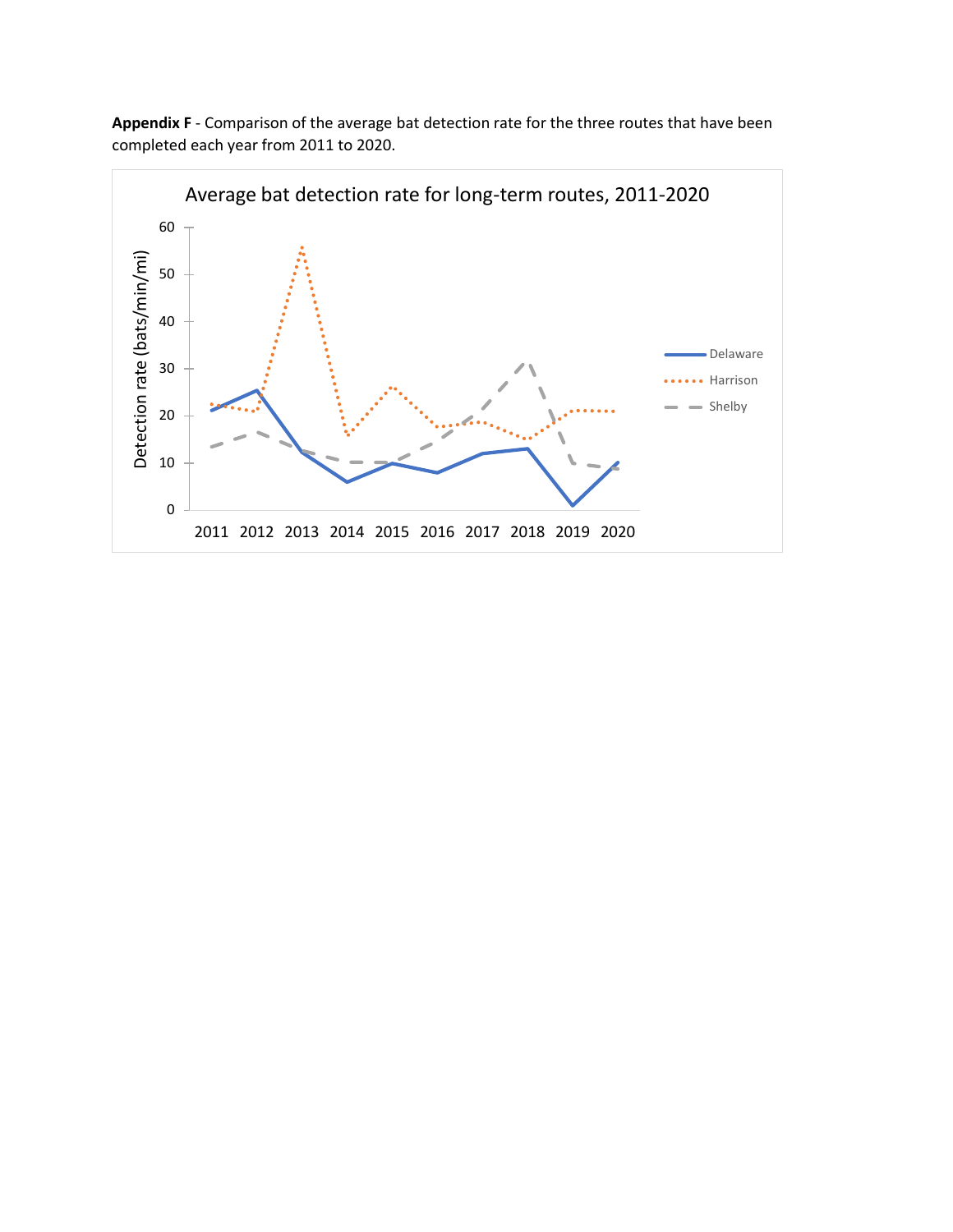**Appendix F** - Comparison of the average bat detection rate for the three routes that have been completed each year from 2011 to 2020.

Average bat detection rate for long-term routes, 2011-2020

Detection rate (bats/min/mi)

0
10
20
30
40
50
60

2011 2012 2013 2014 2015 2016 2017 2018 2019 2020

Delaware
Harrison
Shelby